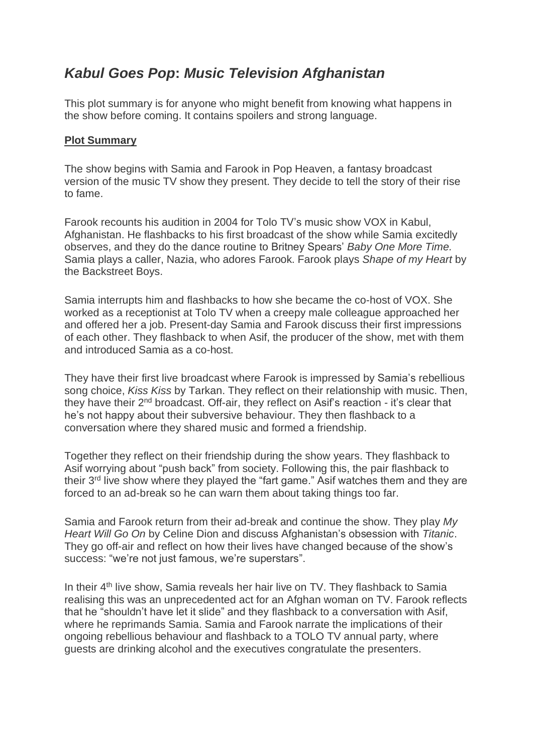# *Kabul Goes Pop*: *Music Television Afghanistan*

This plot summary is for anyone who might benefit from knowing what happens in the show before coming. It contains spoilers and strong language.

**Plot Summary**

The show begins with Samia and Farook in Pop Heaven, a fantasy broadcast version of the music TV show they present. They decide to tell the story of their rise to fame.

Farook recounts his audition in 2004 for Tolo TV's music show VOX in Kabul, Afghanistan. He flashbacks to his first broadcast of the show while Samia excitedly observes, and they do the dance routine to Britney Spears' *Baby One More Time.* Samia plays a caller, Nazia, who adores Farook. Farook plays *Shape of my Heart* by the Backstreet Boys.

Samia interrupts him and flashbacks to how she became the co-host of VOX. She worked as a receptionist at Tolo TV when a creepy male colleague approached her and offered her a job. Present-day Samia and Farook discuss their first impressions of each other. They flashback to when Asif, the producer of the show, met with them and introduced Samia as a co-host.

They have their first live broadcast where Farook is impressed by Samia's rebellious song choice, *Kiss Kiss* by Tarkan. They reflect on their relationship with music. Then, they have their 2nd broadcast. Off-air, they reflect on Asif's reaction - it's clear that he's not happy about their subversive behaviour. They then flashback to a conversation where they shared music and formed a friendship.

Together they reflect on their friendship during the show years. They flashback to Asif worrying about "push back" from society. Following this, the pair flashback to their 3rd live show where they played the "fart game." Asif watches them and they are forced to an ad-break so he can warn them about taking things too far.

Samia and Farook return from their ad-break and continue the show. They play *My Heart Will Go On* by Celine Dion and discuss Afghanistan's obsession with *Titanic*. They go off-air and reflect on how their lives have changed because of the show's success: "we're not just famous, we're superstars".

In their 4th live show, Samia reveals her hair live on TV. They flashback to Samia realising this was an unprecedented act for an Afghan woman on TV. Farook reflects that he "shouldn't have let it slide" and they flashback to a conversation with Asif, where he reprimands Samia. Samia and Farook narrate the implications of their ongoing rebellious behaviour and flashback to a TOLO TV annual party, where guests are drinking alcohol and the executives congratulate the presenters.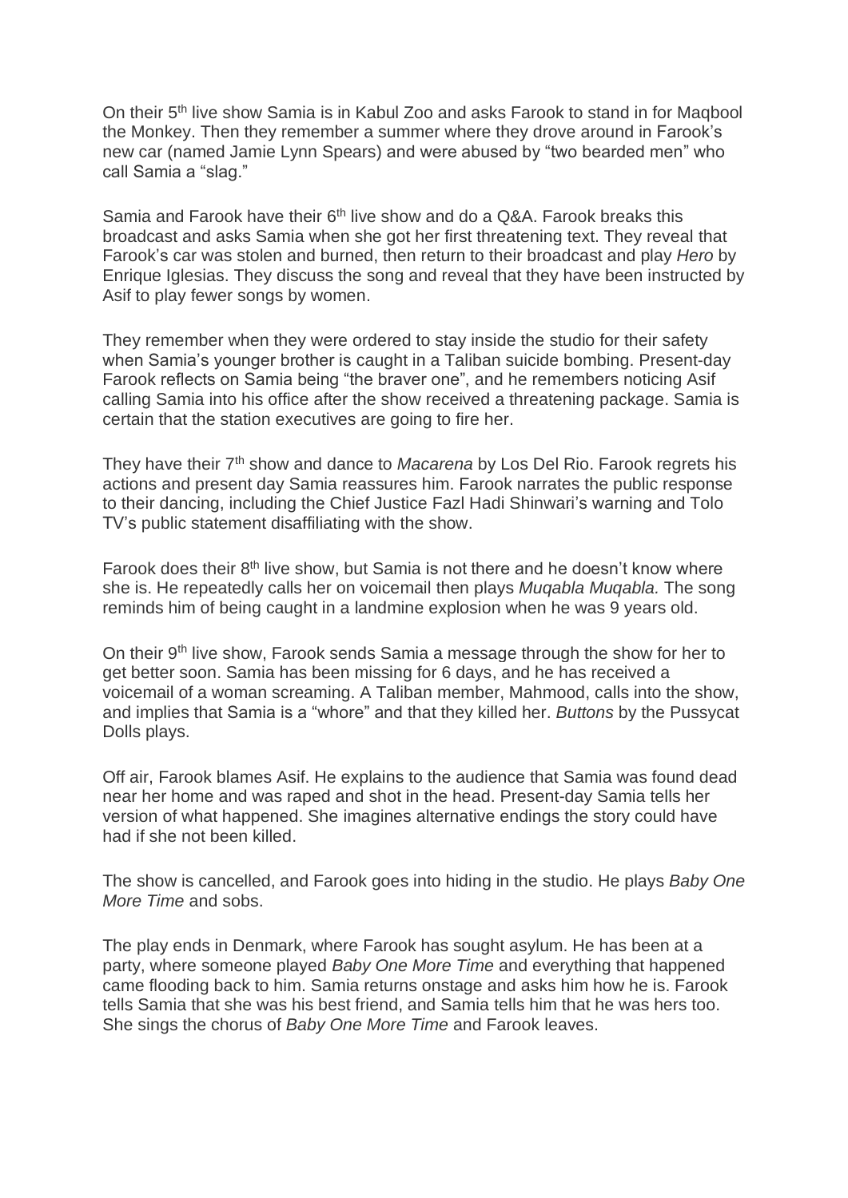On their 5th live show Samia is in Kabul Zoo and asks Farook to stand in for Maqbool the Monkey. Then they remember a summer where they drove around in Farook's new car (named Jamie Lynn Spears) and were abused by "two bearded men" who call Samia a "slag."

Samia and Farook have their 6th live show and do a Q&A. Farook breaks this broadcast and asks Samia when she got her first threatening text. They reveal that Farook's car was stolen and burned, then return to their broadcast and play *Hero* by Enrique Iglesias. They discuss the song and reveal that they have been instructed by Asif to play fewer songs by women.

They remember when they were ordered to stay inside the studio for their safety when Samia's younger brother is caught in a Taliban suicide bombing. Present-day Farook reflects on Samia being "the braver one", and he remembers noticing Asif calling Samia into his office after the show received a threatening package. Samia is certain that the station executives are going to fire her.

They have their 7th show and dance to *Macarena* by Los Del Rio. Farook regrets his actions and present day Samia reassures him. Farook narrates the public response to their dancing, including the Chief Justice Fazl Hadi Shinwari's warning and Tolo TV's public statement disaffiliating with the show.

Farook does their 8th live show, but Samia is not there and he doesn't know where she is. He repeatedly calls her on voicemail then plays *Muqabla Muqabla.* The song reminds him of being caught in a landmine explosion when he was 9 years old.

On their 9th live show, Farook sends Samia a message through the show for her to get better soon. Samia has been missing for 6 days, and he has received a voicemail of a woman screaming. A Taliban member, Mahmood, calls into the show, and implies that Samia is a "whore" and that they killed her. *Buttons* by the Pussycat Dolls plays.

Off air, Farook blames Asif. He explains to the audience that Samia was found dead near her home and was raped and shot in the head. Present-day Samia tells her version of what happened. She imagines alternative endings the story could have had if she not been killed.

The show is cancelled, and Farook goes into hiding in the studio. He plays *Baby One More Time* and sobs.

The play ends in Denmark, where Farook has sought asylum. He has been at a party, where someone played *Baby One More Time* and everything that happened came flooding back to him. Samia returns onstage and asks him how he is. Farook tells Samia that she was his best friend, and Samia tells him that he was hers too. She sings the chorus of *Baby One More Time* and Farook leaves.